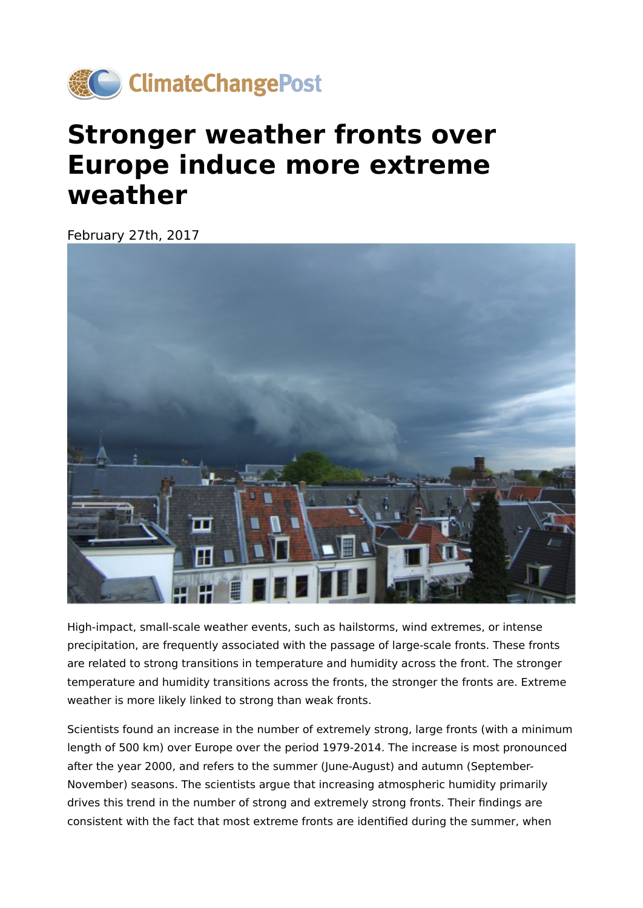ClimateChangePost

# Stronger weather fronts over Europe induce more extreme weather

February 27th, 2017

High-impact, small-scale weather events, such as hailstorms, wind extremes, or intense precipitation, are frequently associated with the passage of large-scale fronts. These fronts are related to strong transitions in temperature and humidity across the front. The stronger temperature and humidity transitions across the fronts, the stronger the fronts are. Extreme weather is more likely linked to strong than weak fronts.

Scientists found an increase in the number of extremely strong, large fronts (with a minimum length of 500 km) over Europe over the period 1979-2014. The increase is most pronounced after the year 2000, and refers to the summer (June-August) and autumn (September-November) seasons. The scientists argue that increasing atmospheric humidity primarily drives this trend in the number of strong and extremely strong fronts. Their findings are consistent with the fact that most extreme fronts are identified during the summer, when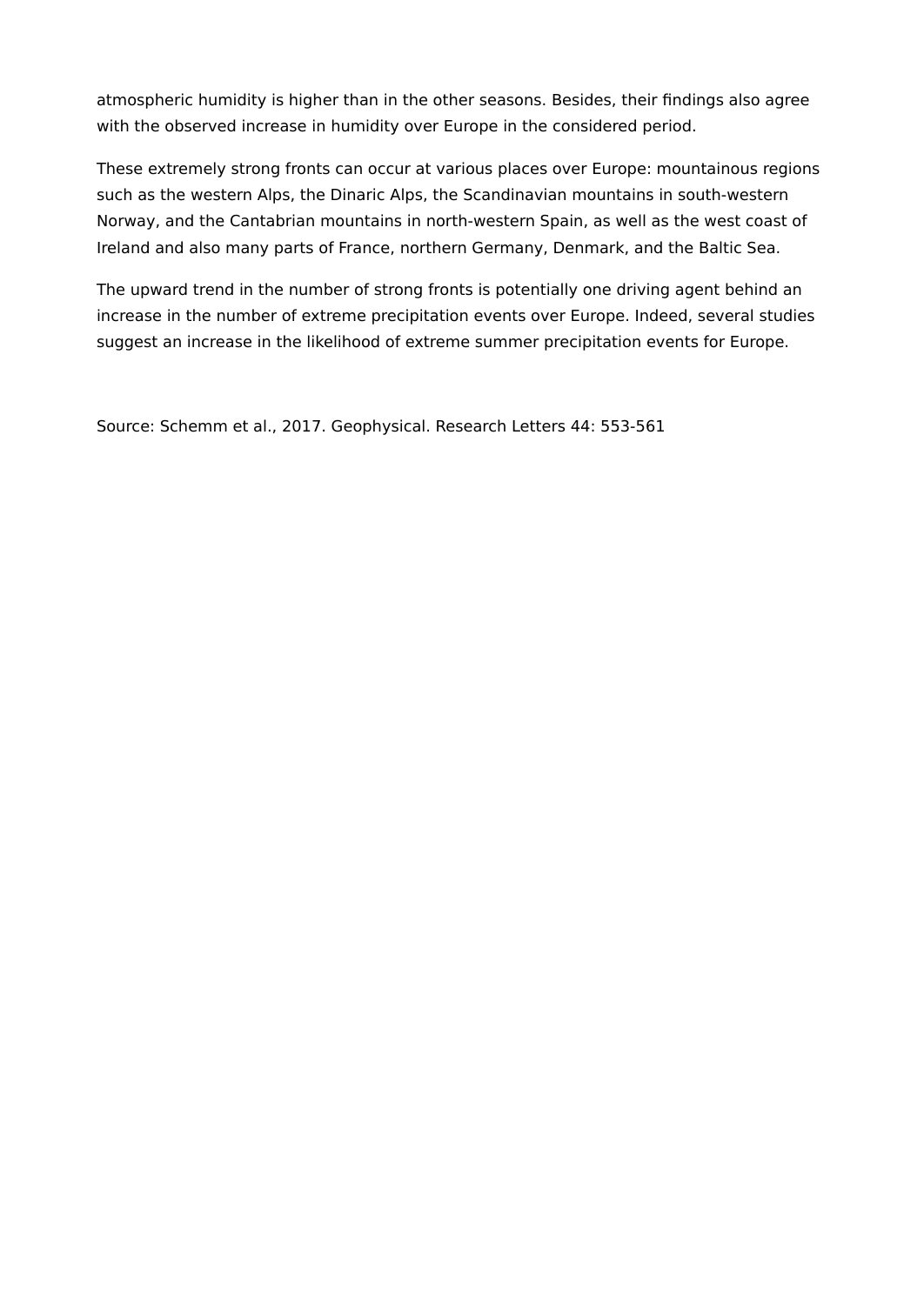atmospheric humidity is higher than in the other seasons. Besides, their findings also agree with the observed increase in humidity over Europe in the considered period.

These extremely strong fronts can occur at various places over Europe: mountainous regions such as the western Alps, the Dinaric Alps, the Scandinavian mountains in south-western Norway, and the Cantabrian mountains in north-western Spain, as well as the west coast of Ireland and also many parts of France, northern Germany, Denmark, and the Baltic Sea.

The upward trend in the number of strong fronts is potentially one driving agent behind an increase in the number of extreme precipitation events over Europe. Indeed, several studies suggest an increase in the likelihood of extreme summer precipitation events for Europe.

Source: Schemm et al., 2017. Geophysical. Research Letters 44: 553-561